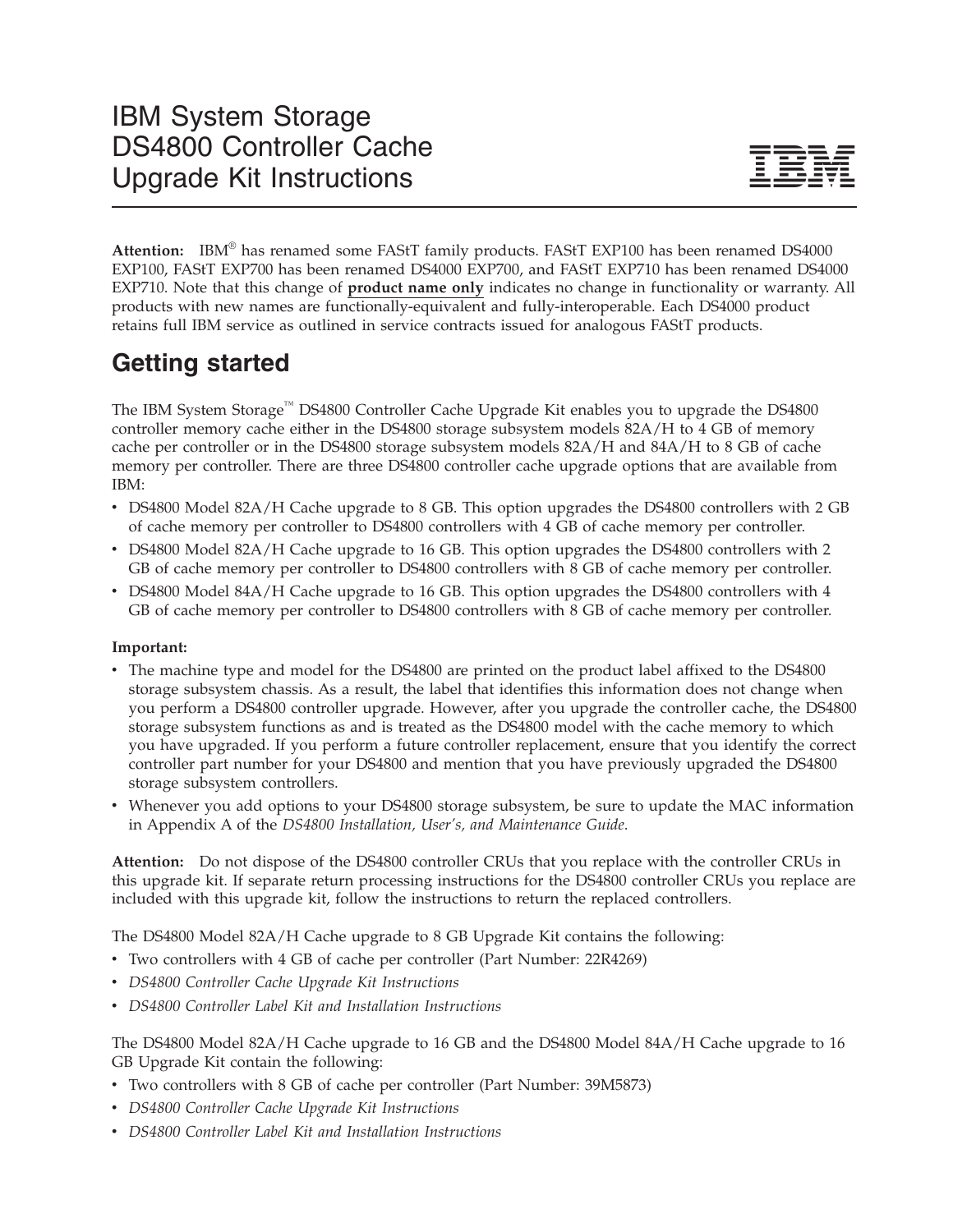# IBM System Storage DS4800 Controller Cache Upgrade Kit Instructions

**Attention:** IBM® has renamed some FAStT family products. FAStT EXP100 has been renamed DS4000 EXP100, FAStT EXP700 has been renamed DS4000 EXP700, and FAStT EXP710 has been renamed DS4000 EXP710. Note that this change of **product name only** indicates no change in functionality or warranty. All products with new names are functionally-equivalent and fully-interoperable. Each DS4000 product retains full IBM service as outlined in service contracts issued for analogous FAStT products.

## Getting started

The IBM System Storage™ DS4800 Controller Cache Upgrade Kit enables you to upgrade the DS4800 controller memory cache either in the DS4800 storage subsystem models 82A/H to 4 GB of memory cache per controller or in the DS4800 storage subsystem models 82A/H and 84A/H to 8 GB of cache memory per controller. There are three DS4800 controller cache upgrade options that are available from IBM:

- DS4800 Model 82A/H Cache upgrade to 8 GB. This option upgrades the DS4800 controllers with 2 GB of cache memory per controller to DS4800 controllers with 4 GB of cache memory per controller.
- DS4800 Model 82A/H Cache upgrade to 16 GB. This option upgrades the DS4800 controllers with 2 GB of cache memory per controller to DS4800 controllers with 8 GB of cache memory per controller.
- DS4800 Model 84A/H Cache upgrade to 16 GB. This option upgrades the DS4800 controllers with 4 GB of cache memory per controller to DS4800 controllers with 8 GB of cache memory per controller.

**Important:**

- The machine type and model for the DS4800 are printed on the product label affixed to the DS4800 storage subsystem chassis. As a result, the label that identifies this information does not change when you perform a DS4800 controller upgrade. However, after you upgrade the controller cache, the DS4800 storage subsystem functions as and is treated as the DS4800 model with the cache memory to which you have upgraded. If you perform a future controller replacement, ensure that you identify the correct controller part number for your DS4800 and mention that you have previously upgraded the DS4800 storage subsystem controllers.
- Whenever you add options to your DS4800 storage subsystem, be sure to update the MAC information in Appendix A of the *DS4800 Installation, User's, and Maintenance Guide*.

**Attention:** Do not dispose of the DS4800 controller CRUs that you replace with the controller CRUs in this upgrade kit. If separate return processing instructions for the DS4800 controller CRUs you replace are included with this upgrade kit, follow the instructions to return the replaced controllers.

The DS4800 Model 82A/H Cache upgrade to 8 GB Upgrade Kit contains the following:

- Two controllers with 4 GB of cache per controller (Part Number: 22R4269)
- *DS4800 Controller Cache Upgrade Kit Instructions*
- *DS4800 Controller Label Kit and Installation Instructions*

The DS4800 Model 82A/H Cache upgrade to 16 GB and the DS4800 Model 84A/H Cache upgrade to 16 GB Upgrade Kit contain the following:

- Two controllers with 8 GB of cache per controller (Part Number: 39M5873)
- *DS4800 Controller Cache Upgrade Kit Instructions*
- *DS4800 Controller Label Kit and Installation Instructions*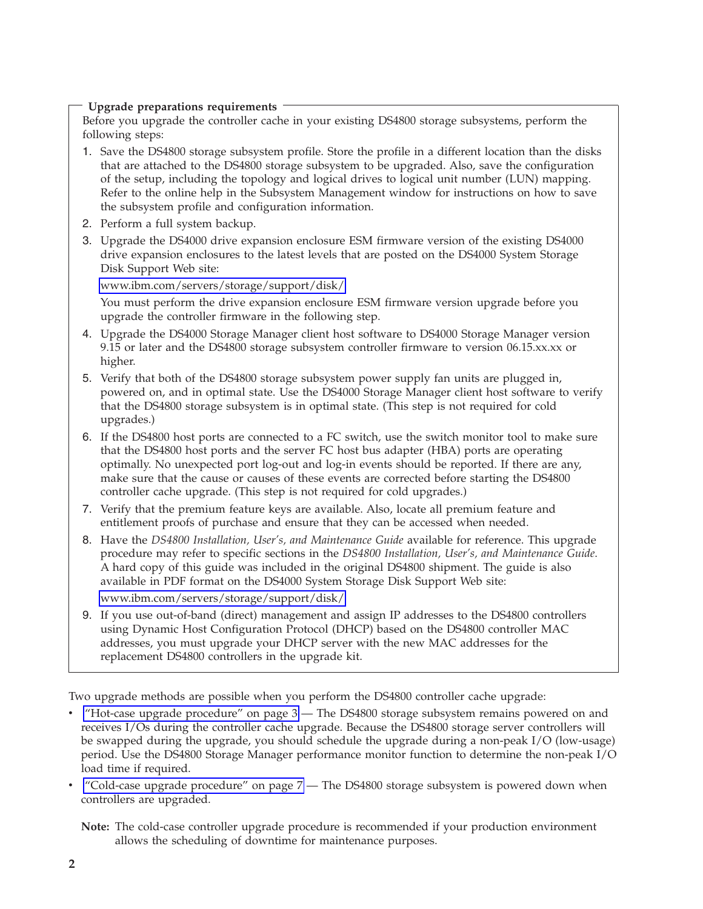**Upgrade preparations requirements**

Before you upgrade the controller cache in your existing DS4800 storage subsystems, perform the following steps:

1. Save the DS4800 storage subsystem profile. Store the profile in a different location than the disks that are attached to the DS4800 storage subsystem to be upgraded. Also, save the configuration of the setup, including the topology and logical drives to logical unit number (LUN) mapping. Refer to the online help in the Subsystem Management window for instructions on how to save the subsystem profile and configuration information.
2. Perform a full system backup.
3. Upgrade the DS4000 drive expansion enclosure ESM firmware version of the existing DS4000 drive expansion enclosures to the latest levels that are posted on the DS4000 System Storage Disk Support Web site:

   www.ibm.com/servers/storage/support/disk/

   You must perform the drive expansion enclosure ESM firmware version upgrade before you upgrade the controller firmware in the following step.
4. Upgrade the DS4000 Storage Manager client host software to DS4000 Storage Manager version 9.15 or later and the DS4800 storage subsystem controller firmware to version 06.15.xx.xx or higher.
5. Verify that both of the DS4800 storage subsystem power supply fan units are plugged in, powered on, and in optimal state. Use the DS4000 Storage Manager client host software to verify that the DS4800 storage subsystem is in optimal state. (This step is not required for cold upgrades.)
6. If the DS4800 host ports are connected to a FC switch, use the switch monitor tool to make sure that the DS4800 host ports and the server FC host bus adapter (HBA) ports are operating optimally. No unexpected port log-out and log-in events should be reported. If there are any, make sure that the cause or causes of these events are corrected before starting the DS4800 controller cache upgrade. (This step is not required for cold upgrades.)
7. Verify that the premium feature keys are available. Also, locate all premium feature and entitlement proofs of purchase and ensure that they can be accessed when needed.
8. Have the *DS4800 Installation, User's, and Maintenance Guide* available for reference. This upgrade procedure may refer to specific sections in the *DS4800 Installation, User's, and Maintenance Guide*. A hard copy of this guide was included in the original DS4800 shipment. The guide is also available in PDF format on the DS4000 System Storage Disk Support Web site:

   www.ibm.com/servers/storage/support/disk/
9. If you use out-of-band (direct) management and assign IP addresses to the DS4800 controllers using Dynamic Host Configuration Protocol (DHCP) based on the DS4800 controller MAC addresses, you must upgrade your DHCP server with the new MAC addresses for the replacement DS4800 controllers in the upgrade kit.

Two upgrade methods are possible when you perform the DS4800 controller cache upgrade:

- "Hot-case upgrade procedure" on page 3 — The DS4800 storage subsystem remains powered on and receives I/Os during the controller cache upgrade. Because the DS4800 storage server controllers will be swapped during the upgrade, you should schedule the upgrade during a non-peak I/O (low-usage) period. Use the DS4800 Storage Manager performance monitor function to determine the non-peak I/O load time if required.
- "Cold-case upgrade procedure" on page 7 — The DS4800 storage subsystem is powered down when controllers are upgraded.

**Note:** The cold-case controller upgrade procedure is recommended if your production environment allows the scheduling of downtime for maintenance purposes.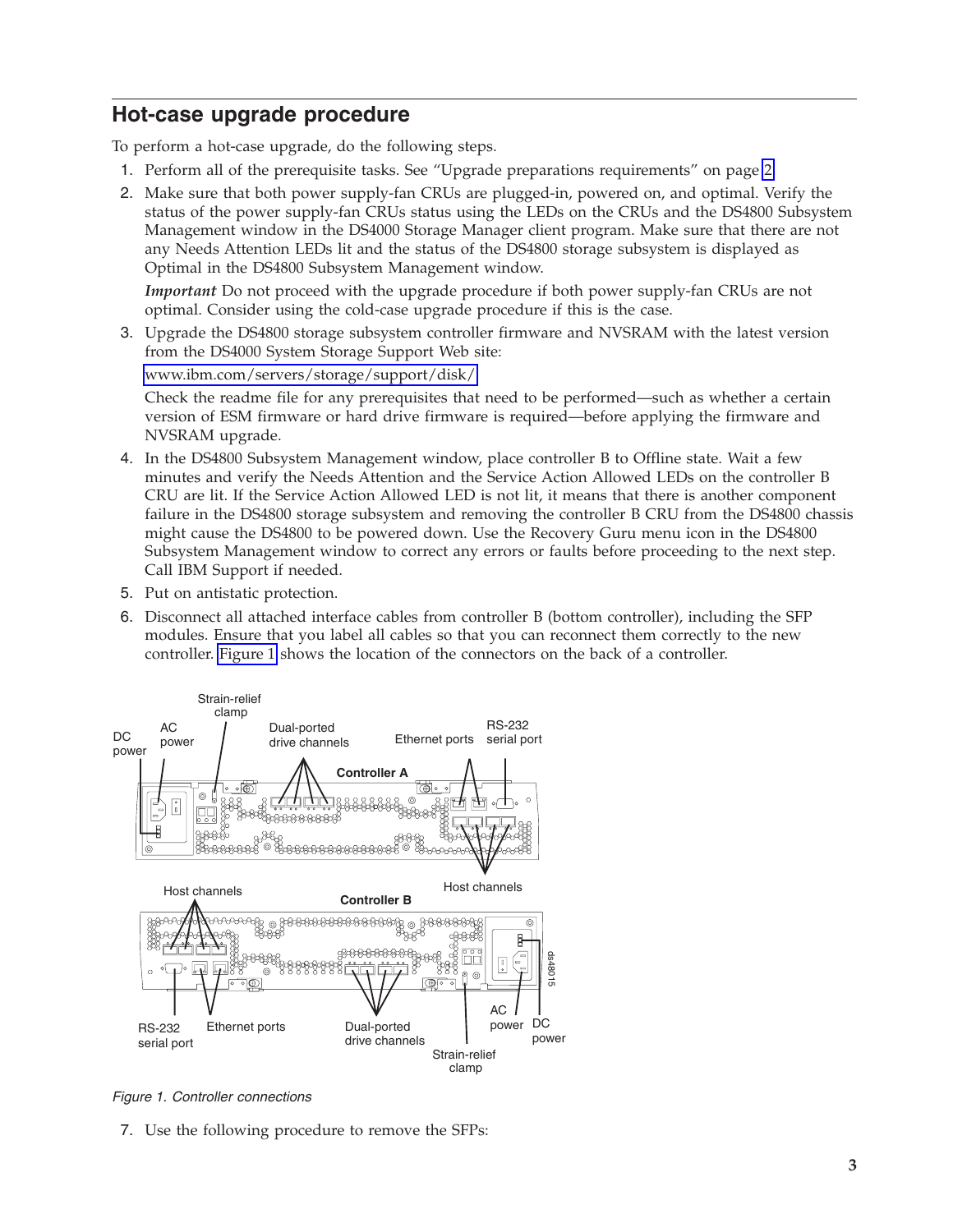## Hot-case upgrade procedure

To perform a hot-case upgrade, do the following steps.

1. Perform all of the prerequisite tasks. See "Upgrade preparations requirements" on page 2.
2. Make sure that both power supply-fan CRUs are plugged-in, powered on, and optimal. Verify the status of the power supply-fan CRUs status using the LEDs on the CRUs and the DS4800 Subsystem Management window in the DS4000 Storage Manager client program. Make sure that there are not any Needs Attention LEDs lit and the status of the DS4800 storage subsystem is displayed as Optimal in the DS4800 Subsystem Management window.

   ***Important*** Do not proceed with the upgrade procedure if both power supply-fan CRUs are not optimal. Consider using the cold-case upgrade procedure if this is the case.
3. Upgrade the DS4800 storage subsystem controller firmware and NVSRAM with the latest version from the DS4000 System Storage Support Web site:

   www.ibm.com/servers/storage/support/disk/

   Check the readme file for any prerequisites that need to be performed—such as whether a certain version of ESM firmware or hard drive firmware is required—before applying the firmware and NVSRAM upgrade.
4. In the DS4800 Subsystem Management window, place controller B to Offline state. Wait a few minutes and verify the Needs Attention and the Service Action Allowed LEDs on the controller B CRU are lit. If the Service Action Allowed LED is not lit, it means that there is another component failure in the DS4800 storage subsystem and removing the controller B CRU from the DS4800 chassis might cause the DS4800 to be powered down. Use the Recovery Guru menu icon in the DS4800 Subsystem Management window to correct any errors or faults before proceeding to the next step. Call IBM Support if needed.
5. Put on antistatic protection.
6. Disconnect all attached interface cables from controller B (bottom controller), including the SFP modules. Ensure that you label all cables so that you can reconnect them correctly to the new controller. Figure 1 shows the location of the connectors on the back of a controller.

*Figure 1. Controller connections*

7. Use the following procedure to remove the SFPs: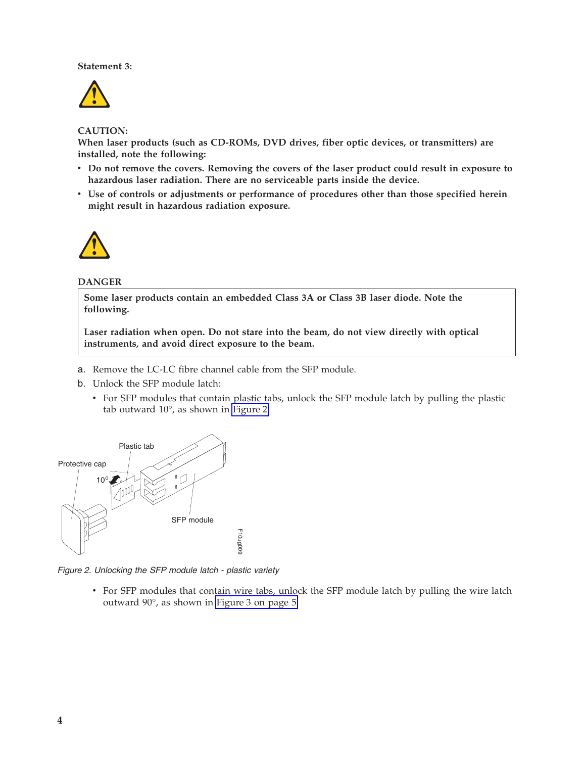**Statement 3:**

**CAUTION:**
**When laser products (such as CD-ROMs, DVD drives, fiber optic devices, or transmitters) are installed, note the following:**

- **Do not remove the covers. Removing the covers of the laser product could result in exposure to hazardous laser radiation. There are no serviceable parts inside the device.**
- **Use of controls or adjustments or performance of procedures other than those specified herein might result in hazardous radiation exposure.**

**DANGER**

**Some laser products contain an embedded Class 3A or Class 3B laser diode. Note the following.**

**Laser radiation when open. Do not stare into the beam, do not view directly with optical instruments, and avoid direct exposure to the beam.**

a. Remove the LC-LC fibre channel cable from the SFP module.
b. Unlock the SFP module latch:
   - For SFP modules that contain plastic tabs, unlock the SFP module latch by pulling the plastic tab outward 10°, as shown in Figure 2.

*Figure 2. Unlocking the SFP module latch - plastic variety*

   - For SFP modules that contain wire tabs, unlock the SFP module latch by pulling the wire latch outward 90°, as shown in Figure 3 on page 5.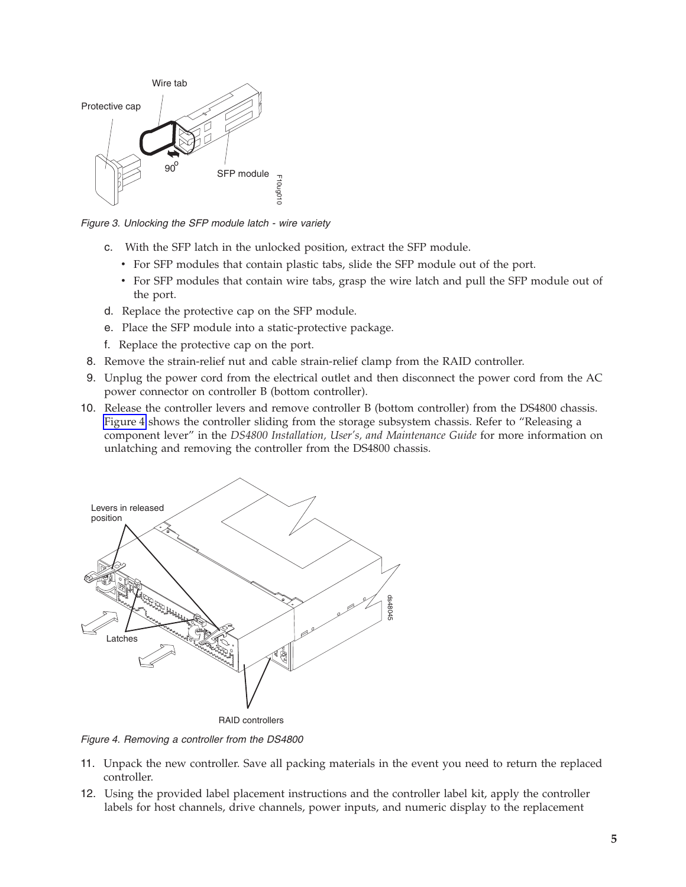*Figure 3. Unlocking the SFP module latch - wire variety*

c. With the SFP latch in the unlocked position, extract the SFP module.
   - For SFP modules that contain plastic tabs, slide the SFP module out of the port.
   - For SFP modules that contain wire tabs, grasp the wire latch and pull the SFP module out of the port.

d. Replace the protective cap on the SFP module.

e. Place the SFP module into a static-protective package.

f. Replace the protective cap on the port.

8. Remove the strain-relief nut and cable strain-relief clamp from the RAID controller.
9. Unplug the power cord from the electrical outlet and then disconnect the power cord from the AC power connector on controller B (bottom controller).
10. Release the controller levers and remove controller B (bottom controller) from the DS4800 chassis. Figure 4 shows the controller sliding from the storage subsystem chassis. Refer to "Releasing a component lever" in the *DS4800 Installation, User's, and Maintenance Guide* for more information on unlatching and removing the controller from the DS4800 chassis.

*Figure 4. Removing a controller from the DS4800*

11. Unpack the new controller. Save all packing materials in the event you need to return the replaced controller.
12. Using the provided label placement instructions and the controller label kit, apply the controller labels for host channels, drive channels, power inputs, and numeric display to the replacement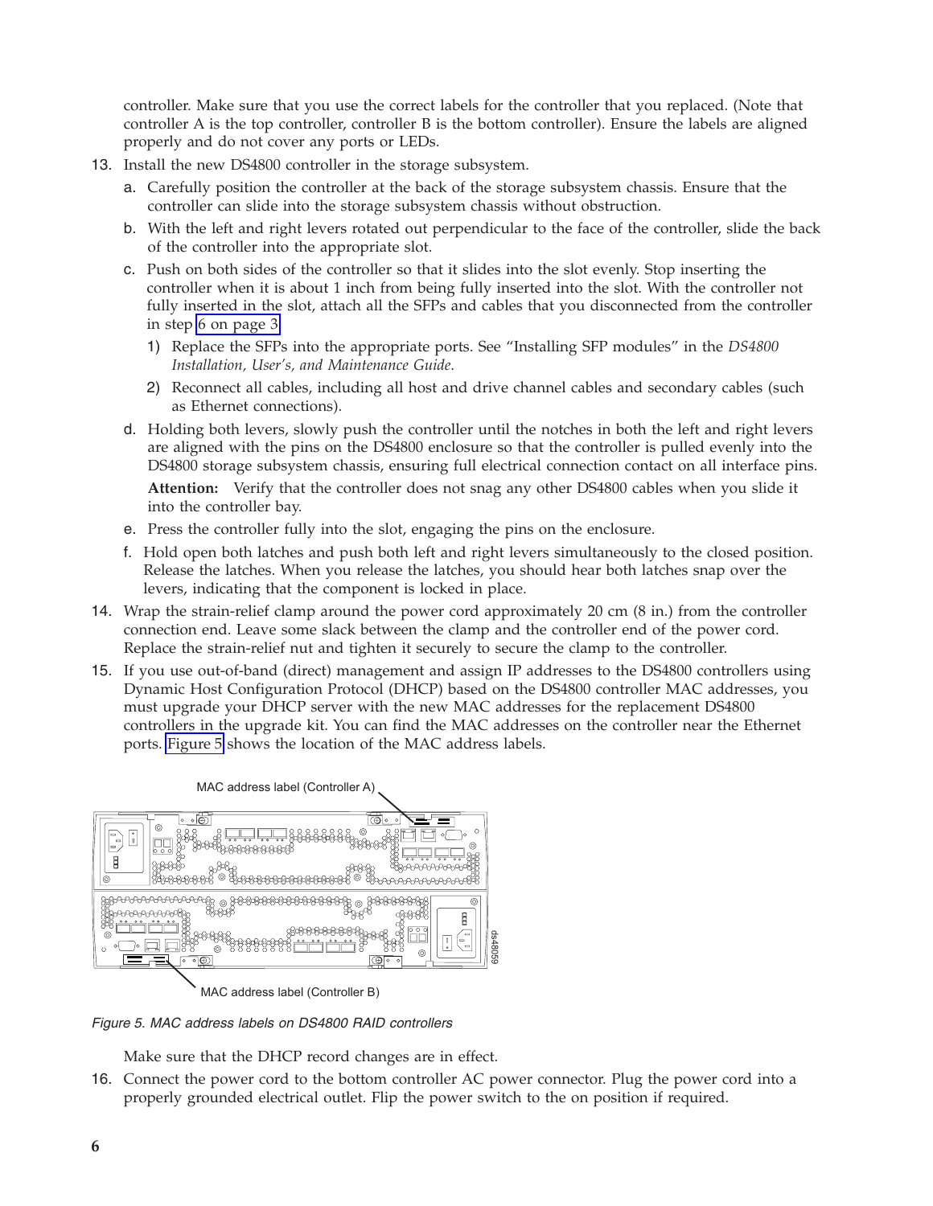controller. Make sure that you use the correct labels for the controller that you replaced. (Note that controller A is the top controller, controller B is the bottom controller). Ensure the labels are aligned properly and do not cover any ports or LEDs.

13. Install the new DS4800 controller in the storage subsystem.
    a. Carefully position the controller at the back of the storage subsystem chassis. Ensure that the controller can slide into the storage subsystem chassis without obstruction.
    b. With the left and right levers rotated out perpendicular to the face of the controller, slide the back of the controller into the appropriate slot.
    c. Push on both sides of the controller so that it slides into the slot evenly. Stop inserting the controller when it is about 1 inch from being fully inserted into the slot. With the controller not fully inserted in the slot, attach all the SFPs and cables that you disconnected from the controller in step 6 on page 3.
       1) Replace the SFPs into the appropriate ports. See "Installing SFP modules" in the *DS4800 Installation, User's, and Maintenance Guide*.
       2) Reconnect all cables, including all host and drive channel cables and secondary cables (such as Ethernet connections).
    d. Holding both levers, slowly push the controller until the notches in both the left and right levers are aligned with the pins on the DS4800 enclosure so that the controller is pulled evenly into the DS4800 storage subsystem chassis, ensuring full electrical connection contact on all interface pins.

       **Attention:** Verify that the controller does not snag any other DS4800 cables when you slide it into the controller bay.
    e. Press the controller fully into the slot, engaging the pins on the enclosure.
    f. Hold open both latches and push both left and right levers simultaneously to the closed position. Release the latches. When you release the latches, you should hear both latches snap over the levers, indicating that the component is locked in place.
14. Wrap the strain-relief clamp around the power cord approximately 20 cm (8 in.) from the controller connection end. Leave some slack between the clamp and the controller end of the power cord. Replace the strain-relief nut and tighten it securely to secure the clamp to the controller.
15. If you use out-of-band (direct) management and assign IP addresses to the DS4800 controllers using Dynamic Host Configuration Protocol (DHCP) based on the DS4800 controller MAC addresses, you must upgrade your DHCP server with the new MAC addresses for the replacement DS4800 controllers in the upgrade kit. You can find the MAC addresses on the controller near the Ethernet ports. Figure 5 shows the location of the MAC address labels.

MAC address label (Controller A)

MAC address label (Controller B)

*Figure 5. MAC address labels on DS4800 RAID controllers*

    Make sure that the DHCP record changes are in effect.
16. Connect the power cord to the bottom controller AC power connector. Plug the power cord into a properly grounded electrical outlet. Flip the power switch to the on position if required.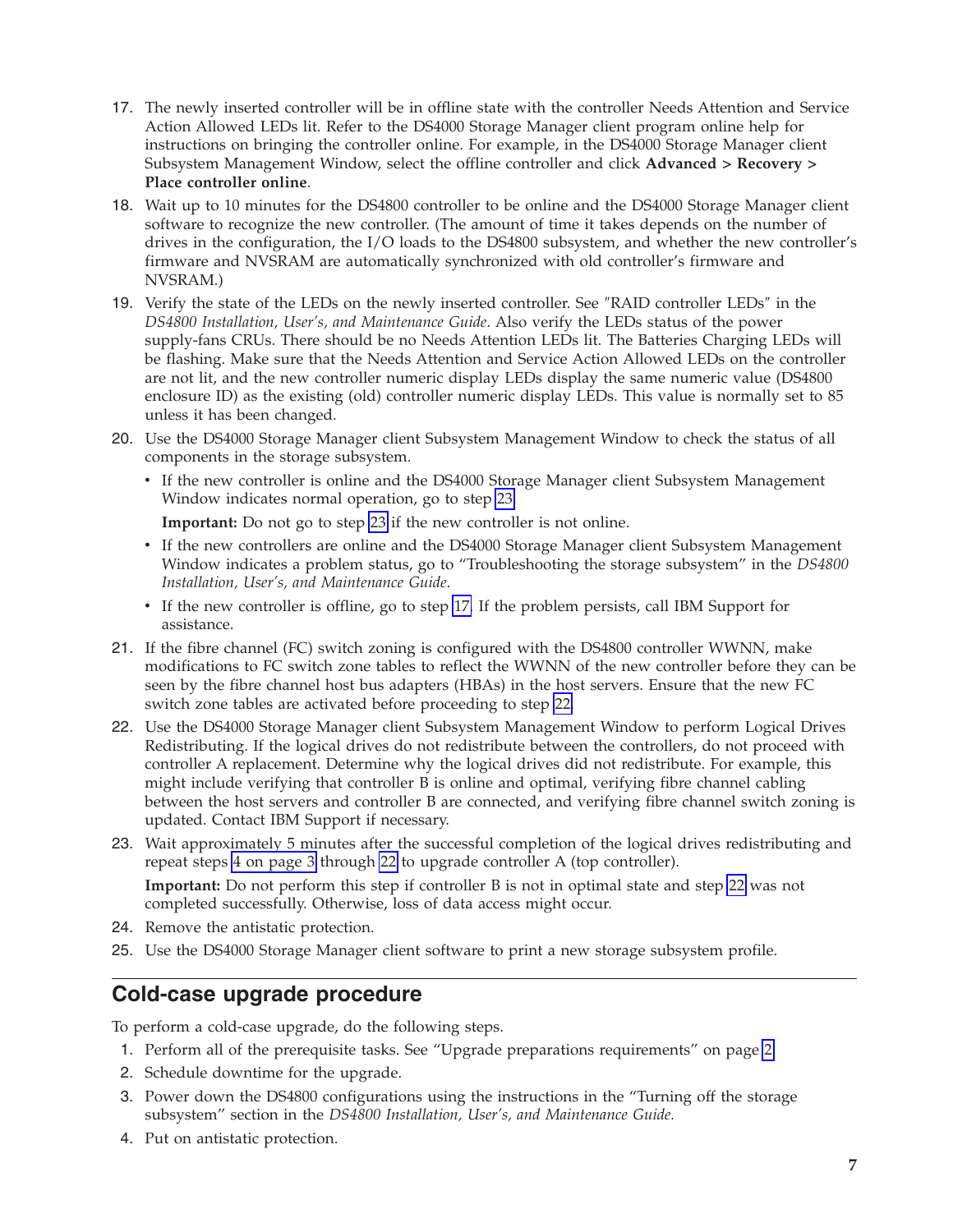17. The newly inserted controller will be in offline state with the controller Needs Attention and Service Action Allowed LEDs lit. Refer to the DS4000 Storage Manager client program online help for instructions on bringing the controller online. For example, in the DS4000 Storage Manager client Subsystem Management Window, select the offline controller and click **Advanced > Recovery > Place controller online**.
18. Wait up to 10 minutes for the DS4800 controller to be online and the DS4000 Storage Manager client software to recognize the new controller. (The amount of time it takes depends on the number of drives in the configuration, the I/O loads to the DS4800 subsystem, and whether the new controller's firmware and NVSRAM are automatically synchronized with old controller's firmware and NVSRAM.)
19. Verify the state of the LEDs on the newly inserted controller. See "RAID controller LEDs" in the *DS4800 Installation, User's, and Maintenance Guide*. Also verify the LEDs status of the power supply-fans CRUs. There should be no Needs Attention LEDs lit. The Batteries Charging LEDs will be flashing. Make sure that the Needs Attention and Service Action Allowed LEDs on the controller are not lit, and the new controller numeric display LEDs display the same numeric value (DS4800 enclosure ID) as the existing (old) controller numeric display LEDs. This value is normally set to 85 unless it has been changed.
20. Use the DS4000 Storage Manager client Subsystem Management Window to check the status of all components in the storage subsystem.
    - If the new controller is online and the DS4000 Storage Manager client Subsystem Management Window indicates normal operation, go to step 23.

      **Important:** Do not go to step 23 if the new controller is not online.
    - If the new controllers are online and the DS4000 Storage Manager client Subsystem Management Window indicates a problem status, go to "Troubleshooting the storage subsystem" in the *DS4800 Installation, User's, and Maintenance Guide.*
    - If the new controller is offline, go to step 17. If the problem persists, call IBM Support for assistance.
21. If the fibre channel (FC) switch zoning is configured with the DS4800 controller WWNN, make modifications to FC switch zone tables to reflect the WWNN of the new controller before they can be seen by the fibre channel host bus adapters (HBAs) in the host servers. Ensure that the new FC switch zone tables are activated before proceeding to step 22.
22. Use the DS4000 Storage Manager client Subsystem Management Window to perform Logical Drives Redistributing. If the logical drives do not redistribute between the controllers, do not proceed with controller A replacement. Determine why the logical drives did not redistribute. For example, this might include verifying that controller B is online and optimal, verifying fibre channel cabling between the host servers and controller B are connected, and verifying fibre channel switch zoning is updated. Contact IBM Support if necessary.
23. Wait approximately 5 minutes after the successful completion of the logical drives redistributing and repeat steps 4 on page 3 through 22 to upgrade controller A (top controller).

    **Important:** Do not perform this step if controller B is not in optimal state and step 22 was not completed successfully. Otherwise, loss of data access might occur.
24. Remove the antistatic protection.
25. Use the DS4000 Storage Manager client software to print a new storage subsystem profile.

## Cold-case upgrade procedure

To perform a cold-case upgrade, do the following steps.

1. Perform all of the prerequisite tasks. See "Upgrade preparations requirements" on page 2.
2. Schedule downtime for the upgrade.
3. Power down the DS4800 configurations using the instructions in the "Turning off the storage subsystem" section in the *DS4800 Installation, User's, and Maintenance Guide.*
4. Put on antistatic protection.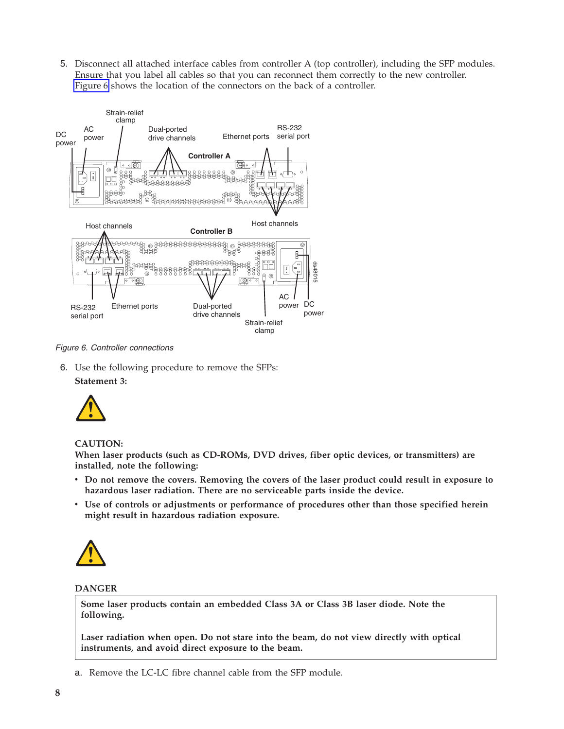5. Disconnect all attached interface cables from controller A (top controller), including the SFP modules. Ensure that you label all cables so that you can reconnect them correctly to the new controller. Figure 6 shows the location of the connectors on the back of a controller.

*Figure 6. Controller connections*

6. Use the following procedure to remove the SFPs:

   **Statement 3:**

   **CAUTION:**
   **When laser products (such as CD-ROMs, DVD drives, fiber optic devices, or transmitters) are installed, note the following:**

   - **Do not remove the covers. Removing the covers of the laser product could result in exposure to hazardous laser radiation. There are no serviceable parts inside the device.**
   - **Use of controls or adjustments or performance of procedures other than those specified herein might result in hazardous radiation exposure.**

   **DANGER**

   **Some laser products contain an embedded Class 3A or Class 3B laser diode. Note the following.**

   **Laser radiation when open. Do not stare into the beam, do not view directly with optical instruments, and avoid direct exposure to the beam.**

   a. Remove the LC-LC fibre channel cable from the SFP module.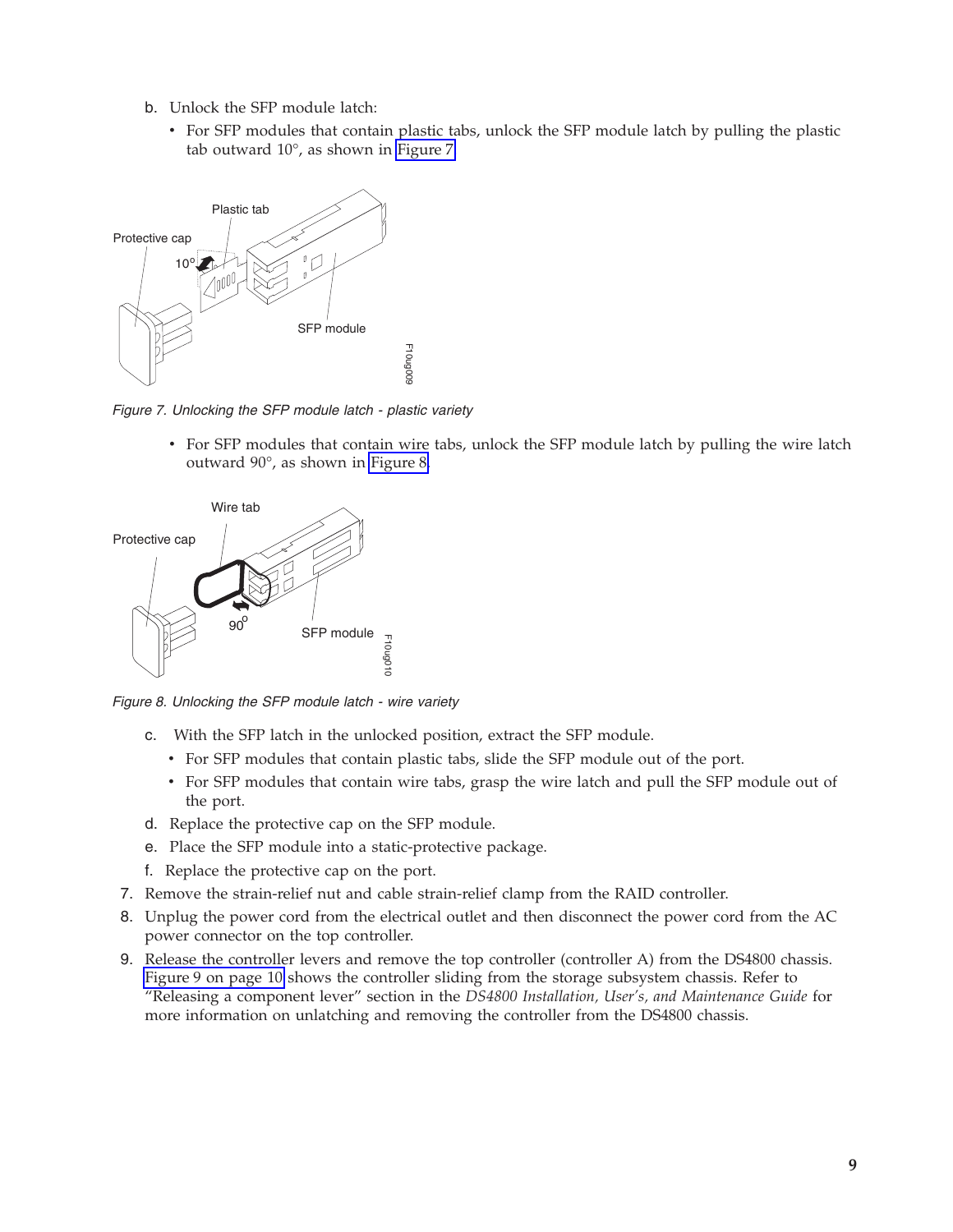b. Unlock the SFP module latch:

   - For SFP modules that contain plastic tabs, unlock the SFP module latch by pulling the plastic tab outward 10°, as shown in Figure 7.

*Figure 7. Unlocking the SFP module latch - plastic variety*

   - For SFP modules that contain wire tabs, unlock the SFP module latch by pulling the wire latch outward 90°, as shown in Figure 8.

*Figure 8. Unlocking the SFP module latch - wire variety*

c. With the SFP latch in the unlocked position, extract the SFP module.

   - For SFP modules that contain plastic tabs, slide the SFP module out of the port.
   - For SFP modules that contain wire tabs, grasp the wire latch and pull the SFP module out of the port.

d. Replace the protective cap on the SFP module.

e. Place the SFP module into a static-protective package.

f. Replace the protective cap on the port.

7. Remove the strain-relief nut and cable strain-relief clamp from the RAID controller.
8. Unplug the power cord from the electrical outlet and then disconnect the power cord from the AC power connector on the top controller.
9. Release the controller levers and remove the top controller (controller A) from the DS4800 chassis. Figure 9 on page 10 shows the controller sliding from the storage subsystem chassis. Refer to "Releasing a component lever" section in the *DS4800 Installation, User's, and Maintenance Guide* for more information on unlatching and removing the controller from the DS4800 chassis.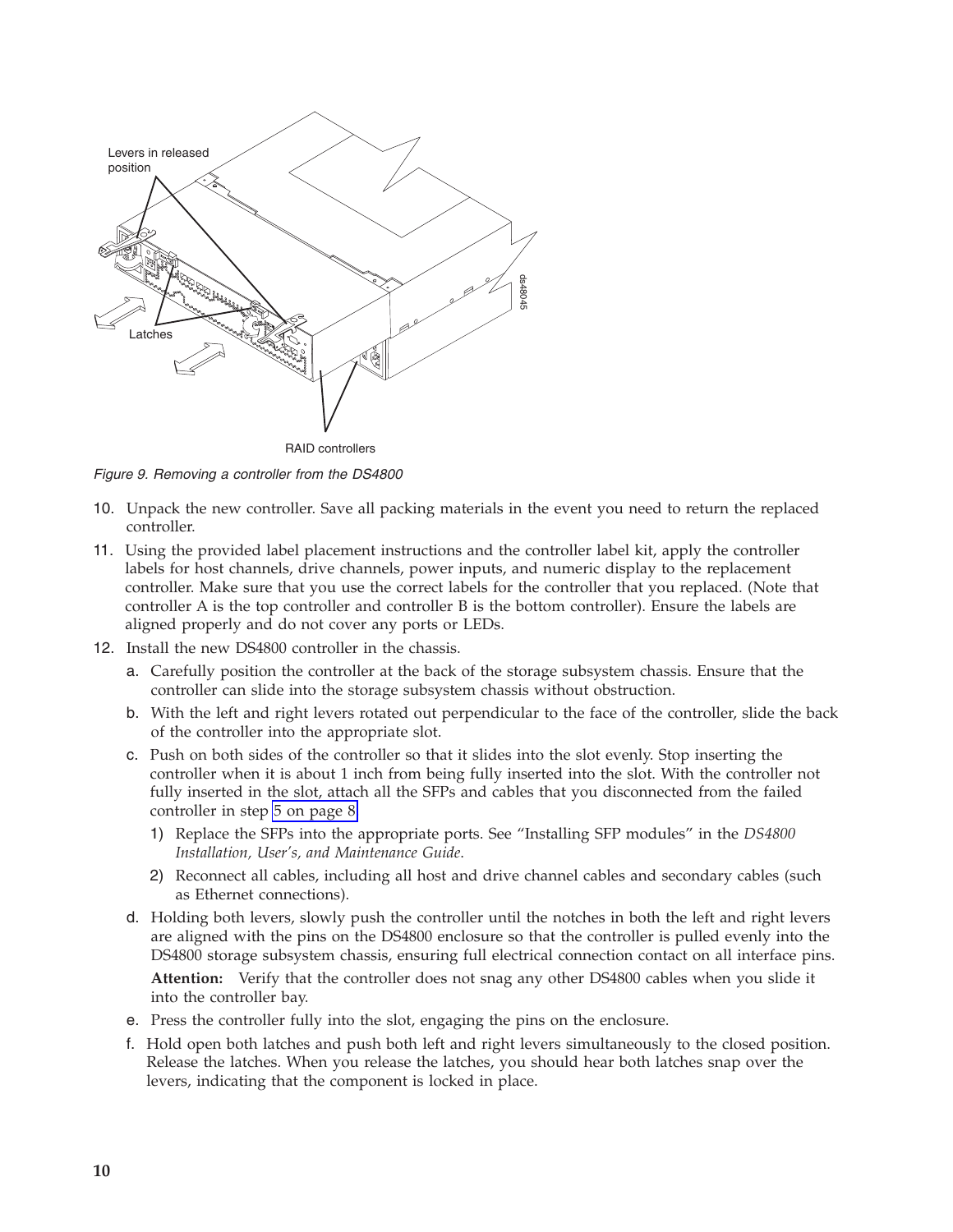Figure 9. Removing a controller from the DS4800

10. Unpack the new controller. Save all packing materials in the event you need to return the replaced controller.
11. Using the provided label placement instructions and the controller label kit, apply the controller labels for host channels, drive channels, power inputs, and numeric display to the replacement controller. Make sure that you use the correct labels for the controller that you replaced. (Note that controller A is the top controller and controller B is the bottom controller). Ensure the labels are aligned properly and do not cover any ports or LEDs.
12. Install the new DS4800 controller in the chassis.
    a. Carefully position the controller at the back of the storage subsystem chassis. Ensure that the controller can slide into the storage subsystem chassis without obstruction.
    b. With the left and right levers rotated out perpendicular to the face of the controller, slide the back of the controller into the appropriate slot.
    c. Push on both sides of the controller so that it slides into the slot evenly. Stop inserting the controller when it is about 1 inch from being fully inserted into the slot. With the controller not fully inserted in the slot, attach all the SFPs and cables that you disconnected from the failed controller in step 5 on page 8.
        1) Replace the SFPs into the appropriate ports. See "Installing SFP modules" in the *DS4800 Installation, User's, and Maintenance Guide*.
        2) Reconnect all cables, including all host and drive channel cables and secondary cables (such as Ethernet connections).
    d. Holding both levers, slowly push the controller until the notches in both the left and right levers are aligned with the pins on the DS4800 enclosure so that the controller is pulled evenly into the DS4800 storage subsystem chassis, ensuring full electrical connection contact on all interface pins.

       **Attention:** Verify that the controller does not snag any other DS4800 cables when you slide it into the controller bay.
    e. Press the controller fully into the slot, engaging the pins on the enclosure.
    f. Hold open both latches and push both left and right levers simultaneously to the closed position. Release the latches. When you release the latches, you should hear both latches snap over the levers, indicating that the component is locked in place.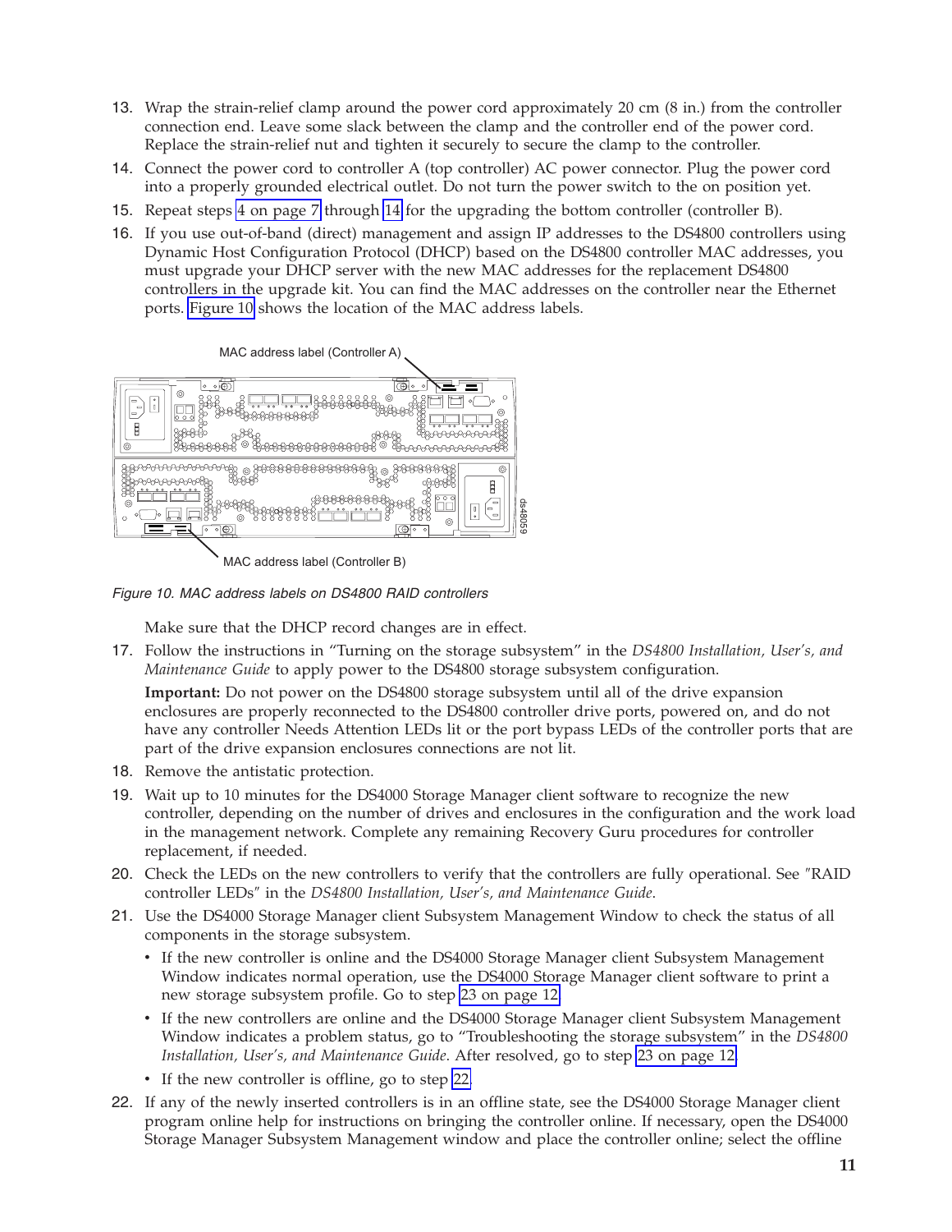13. Wrap the strain-relief clamp around the power cord approximately 20 cm (8 in.) from the controller connection end. Leave some slack between the clamp and the controller end of the power cord. Replace the strain-relief nut and tighten it securely to secure the clamp to the controller.
14. Connect the power cord to controller A (top controller) AC power connector. Plug the power cord into a properly grounded electrical outlet. Do not turn the power switch to the on position yet.
15. Repeat steps 4 on page 7 through 14 for the upgrading the bottom controller (controller B).
16. If you use out-of-band (direct) management and assign IP addresses to the DS4800 controllers using Dynamic Host Configuration Protocol (DHCP) based on the DS4800 controller MAC addresses, you must upgrade your DHCP server with the new MAC addresses for the replacement DS4800 controllers in the upgrade kit. You can find the MAC addresses on the controller near the Ethernet ports. Figure 10 shows the location of the MAC address labels.

MAC address label (Controller A)

MAC address label (Controller B)

*Figure 10. MAC address labels on DS4800 RAID controllers*

Make sure that the DHCP record changes are in effect.

17. Follow the instructions in "Turning on the storage subsystem" in the *DS4800 Installation, User's, and Maintenance Guide* to apply power to the DS4800 storage subsystem configuration.

    **Important:** Do not power on the DS4800 storage subsystem until all of the drive expansion enclosures are properly reconnected to the DS4800 controller drive ports, powered on, and do not have any controller Needs Attention LEDs lit or the port bypass LEDs of the controller ports that are part of the drive expansion enclosures connections are not lit.
18. Remove the antistatic protection.
19. Wait up to 10 minutes for the DS4000 Storage Manager client software to recognize the new controller, depending on the number of drives and enclosures in the configuration and the work load in the management network. Complete any remaining Recovery Guru procedures for controller replacement, if needed.
20. Check the LEDs on the new controllers to verify that the controllers are fully operational. See "RAID controller LEDs" in the *DS4800 Installation, User's, and Maintenance Guide*.
21. Use the DS4000 Storage Manager client Subsystem Management Window to check the status of all components in the storage subsystem.
    - If the new controller is online and the DS4000 Storage Manager client Subsystem Management Window indicates normal operation, use the DS4000 Storage Manager client software to print a new storage subsystem profile. Go to step 23 on page 12.
    - If the new controllers are online and the DS4000 Storage Manager client Subsystem Management Window indicates a problem status, go to "Troubleshooting the storage subsystem" in the *DS4800 Installation, User's, and Maintenance Guide*. After resolved, go to step 23 on page 12.
    - If the new controller is offline, go to step 22.
22. If any of the newly inserted controllers is in an offline state, see the DS4000 Storage Manager client program online help for instructions on bringing the controller online. If necessary, open the DS4000 Storage Manager Subsystem Management window and place the controller online; select the offline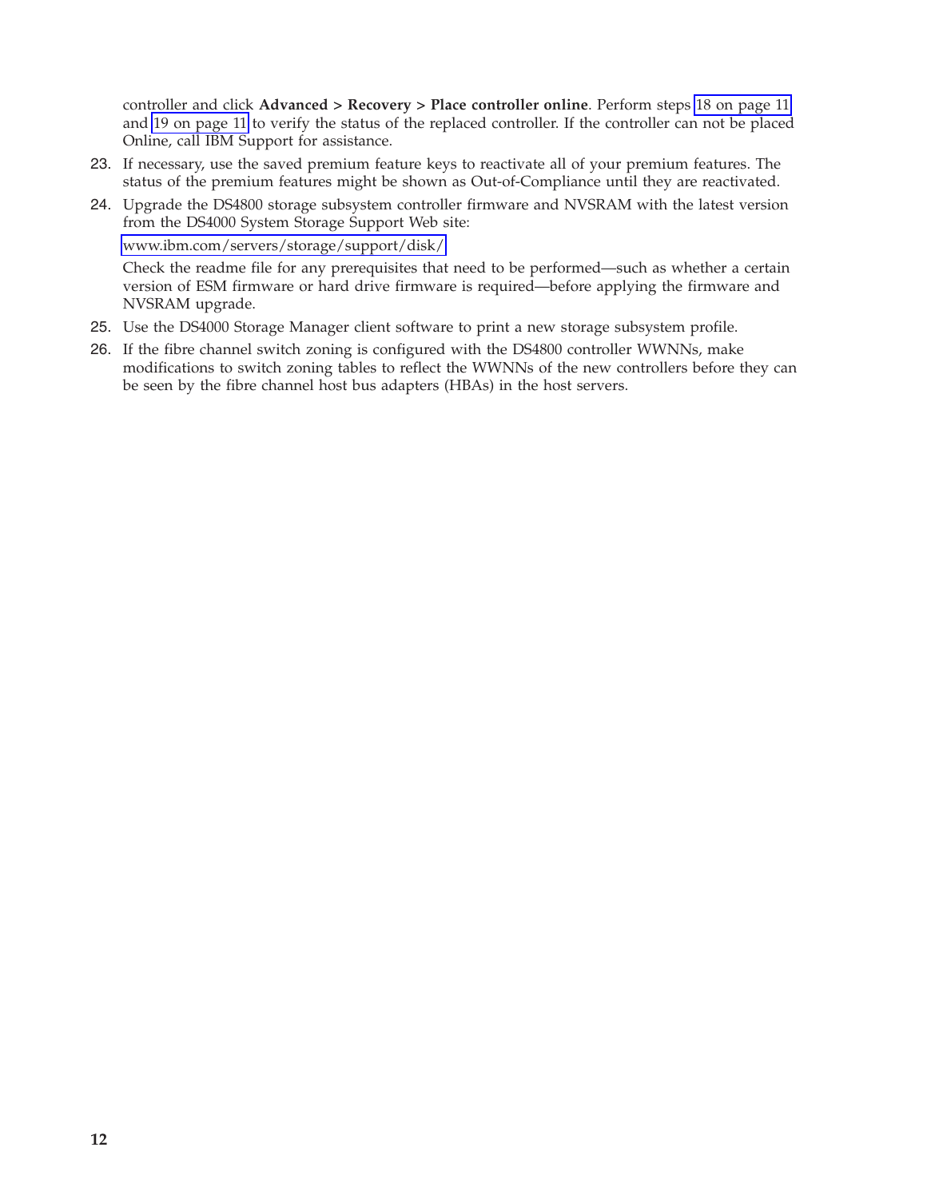controller and click **Advanced > Recovery > Place controller online**. Perform steps 18 on page 11 and 19 on page 11 to verify the status of the replaced controller. If the controller can not be placed Online, call IBM Support for assistance.

23. If necessary, use the saved premium feature keys to reactivate all of your premium features. The status of the premium features might be shown as Out-of-Compliance until they are reactivated.
24. Upgrade the DS4800 storage subsystem controller firmware and NVSRAM with the latest version from the DS4000 System Storage Support Web site:

    www.ibm.com/servers/storage/support/disk/

    Check the readme file for any prerequisites that need to be performed—such as whether a certain version of ESM firmware or hard drive firmware is required—before applying the firmware and NVSRAM upgrade.
25. Use the DS4000 Storage Manager client software to print a new storage subsystem profile.
26. If the fibre channel switch zoning is configured with the DS4800 controller WWNNs, make modifications to switch zoning tables to reflect the WWNNs of the new controllers before they can be seen by the fibre channel host bus adapters (HBAs) in the host servers.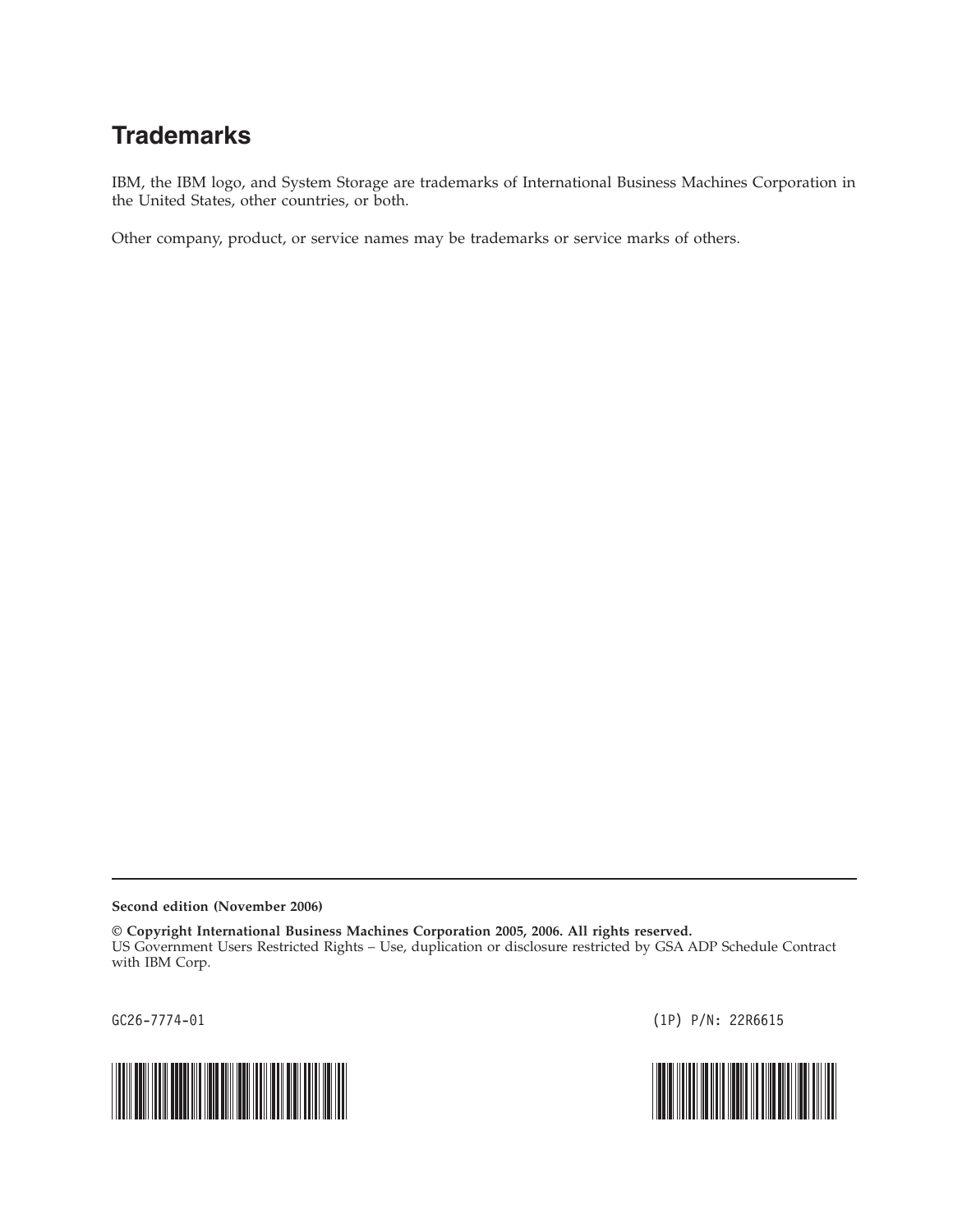# Trademarks

IBM, the IBM logo, and System Storage are trademarks of International Business Machines Corporation in the United States, other countries, or both.

Other company, product, or service names may be trademarks or service marks of others.

---

**Second edition (November 2006)**

**© Copyright International Business Machines Corporation 2005, 2006. All rights reserved.**
US Government Users Restricted Rights – Use, duplication or disclosure restricted by GSA ADP Schedule Contract with IBM Corp.

GC26-7774-01

(1P) P/N: 22R6615